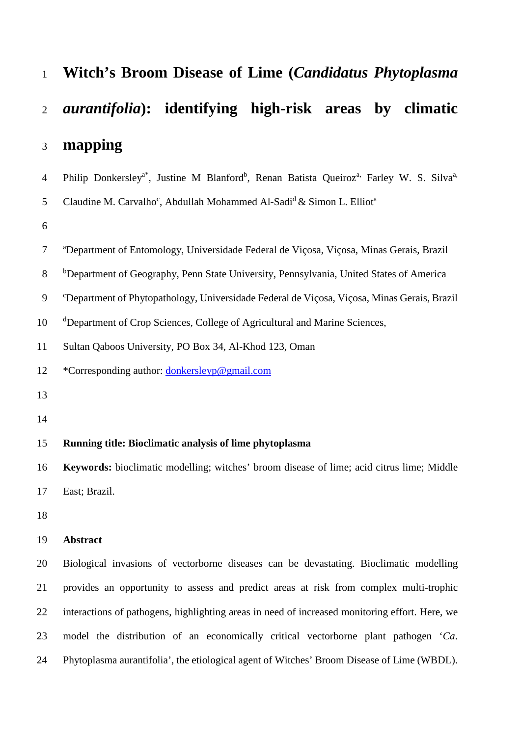# Witch's Broom Disease of Lime (*Candidatus Phytoplasma aurantifolia*): identifying high-risk areas by climatic mapping

Philip Donkersley[a*], Justine M Blanford[b], Renan Batista Queiroz[a], Farley W. S. Silva[a], Claudine M. Carvalho[c], Abdullah Mohammed Al-Sadi[d] & Simon L. Elliot[a]

[a]Department of Entomology, Universidade Federal de Viçosa, Viçosa, Minas Gerais, Brazil

[b]Department of Geography, Penn State University, Pennsylvania, United States of America

[c]Department of Phytopathology, Universidade Federal de Viçosa, Viçosa, Minas Gerais, Brazil

[d]Department of Crop Sciences, College of Agricultural and Marine Sciences, Sultan Qaboos University, PO Box 34, Al-Khod 123, Oman

*Corresponding author: donkersleyp@gmail.com

**Running title: Bioclimatic analysis of lime phytoplasma**

**Keywords:** bioclimatic modelling; witches' broom disease of lime; acid citrus lime; Middle East; Brazil.

## Abstract

Biological invasions of vectorborne diseases can be devastating. Bioclimatic modelling provides an opportunity to assess and predict areas at risk from complex multi-trophic interactions of pathogens, highlighting areas in need of increased monitoring effort. Here, we model the distribution of an economically critical vectorborne plant pathogen '*Ca*. Phytoplasma aurantifolia', the etiological agent of Witches' Broom Disease of Lime (WBDL).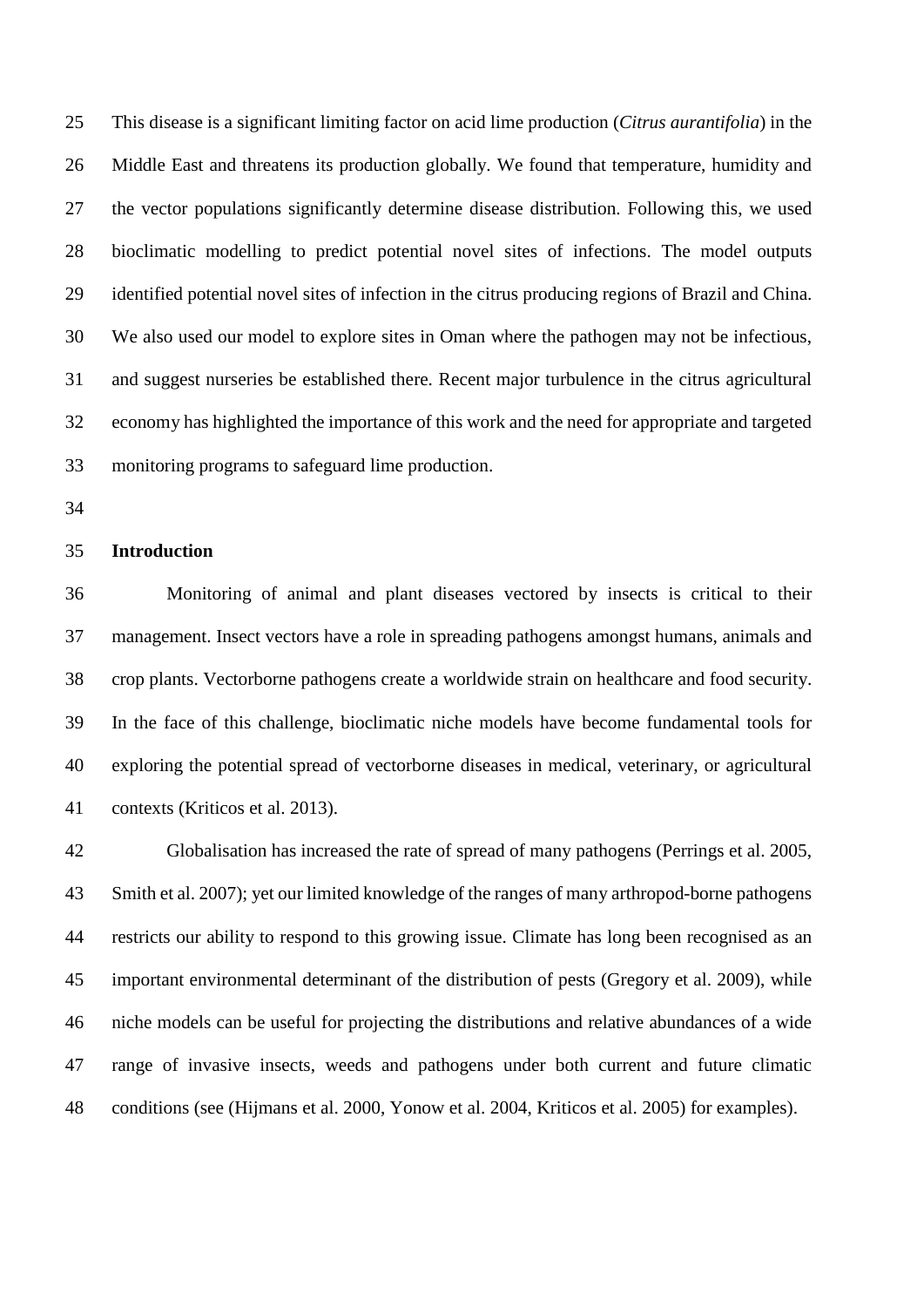This disease is a significant limiting factor on acid lime production (*Citrus aurantifolia*) in the Middle East and threatens its production globally. We found that temperature, humidity and the vector populations significantly determine disease distribution. Following this, we used bioclimatic modelling to predict potential novel sites of infections. The model outputs identified potential novel sites of infection in the citrus producing regions of Brazil and China. We also used our model to explore sites in Oman where the pathogen may not be infectious, and suggest nurseries be established there. Recent major turbulence in the citrus agricultural economy has highlighted the importance of this work and the need for appropriate and targeted monitoring programs to safeguard lime production.

## Introduction

Monitoring of animal and plant diseases vectored by insects is critical to their management. Insect vectors have a role in spreading pathogens amongst humans, animals and crop plants. Vectorborne pathogens create a worldwide strain on healthcare and food security. In the face of this challenge, bioclimatic niche models have become fundamental tools for exploring the potential spread of vectorborne diseases in medical, veterinary, or agricultural contexts (Kriticos et al. 2013).

Globalisation has increased the rate of spread of many pathogens (Perrings et al. 2005, Smith et al. 2007); yet our limited knowledge of the ranges of many arthropod-borne pathogens restricts our ability to respond to this growing issue. Climate has long been recognised as an important environmental determinant of the distribution of pests (Gregory et al. 2009), while niche models can be useful for projecting the distributions and relative abundances of a wide range of invasive insects, weeds and pathogens under both current and future climatic conditions (see (Hijmans et al. 2000, Yonow et al. 2004, Kriticos et al. 2005) for examples).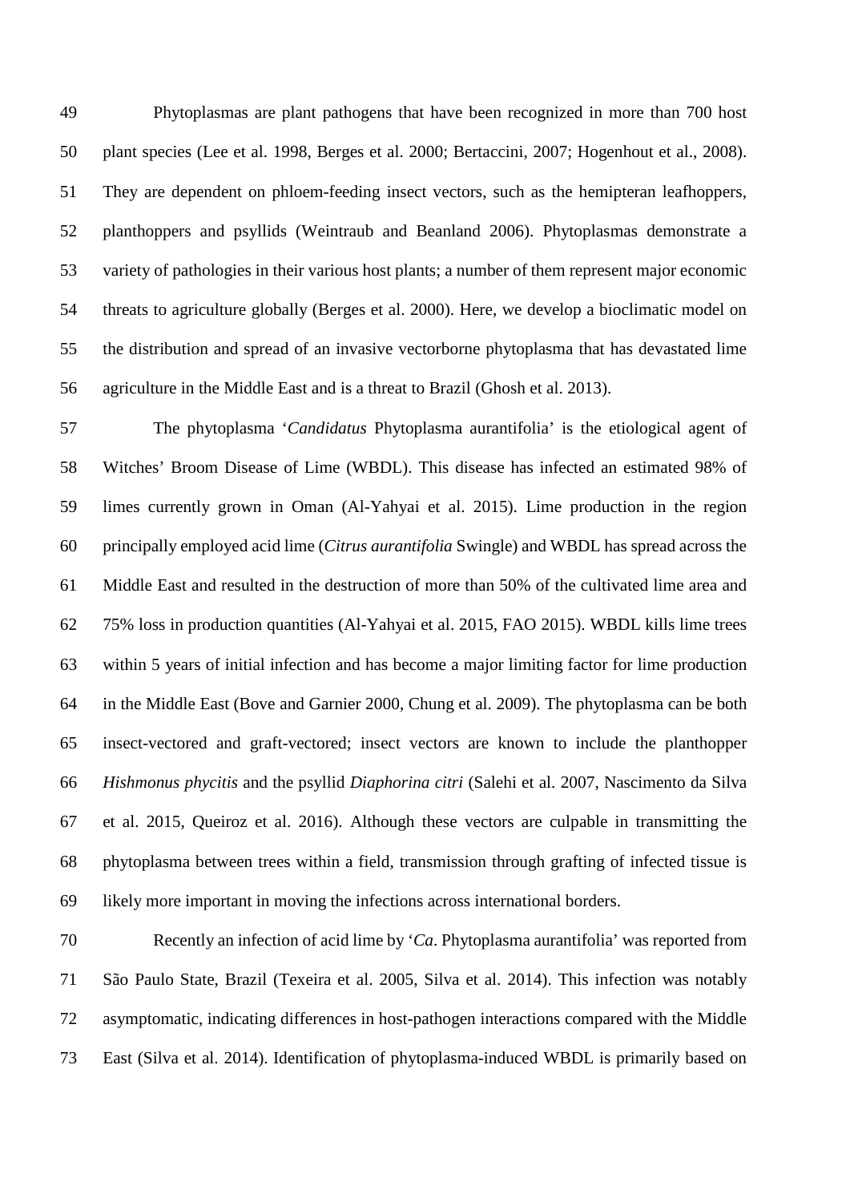Phytoplasmas are plant pathogens that have been recognized in more than 700 host plant species (Lee et al. 1998, Berges et al. 2000; Bertaccini, 2007; Hogenhout et al., 2008). They are dependent on phloem-feeding insect vectors, such as the hemipteran leafhoppers, planthoppers and psyllids (Weintraub and Beanland 2006). Phytoplasmas demonstrate a variety of pathologies in their various host plants; a number of them represent major economic threats to agriculture globally (Berges et al. 2000). Here, we develop a bioclimatic model on the distribution and spread of an invasive vectorborne phytoplasma that has devastated lime agriculture in the Middle East and is a threat to Brazil (Ghosh et al. 2013).

The phytoplasma '*Candidatus* Phytoplasma aurantifolia' is the etiological agent of Witches' Broom Disease of Lime (WBDL). This disease has infected an estimated 98% of limes currently grown in Oman (Al-Yahyai et al. 2015). Lime production in the region principally employed acid lime (*Citrus aurantifolia* Swingle) and WBDL has spread across the Middle East and resulted in the destruction of more than 50% of the cultivated lime area and 75% loss in production quantities (Al-Yahyai et al. 2015, FAO 2015). WBDL kills lime trees within 5 years of initial infection and has become a major limiting factor for lime production in the Middle East (Bove and Garnier 2000, Chung et al. 2009). The phytoplasma can be both insect-vectored and graft-vectored; insect vectors are known to include the planthopper *Hishmonus phycitis* and the psyllid *Diaphorina citri* (Salehi et al. 2007, Nascimento da Silva et al. 2015, Queiroz et al. 2016). Although these vectors are culpable in transmitting the phytoplasma between trees within a field, transmission through grafting of infected tissue is likely more important in moving the infections across international borders.

Recently an infection of acid lime by '*Ca*. Phytoplasma aurantifolia' was reported from São Paulo State, Brazil (Texeira et al. 2005, Silva et al. 2014). This infection was notably asymptomatic, indicating differences in host-pathogen interactions compared with the Middle East (Silva et al. 2014). Identification of phytoplasma-induced WBDL is primarily based on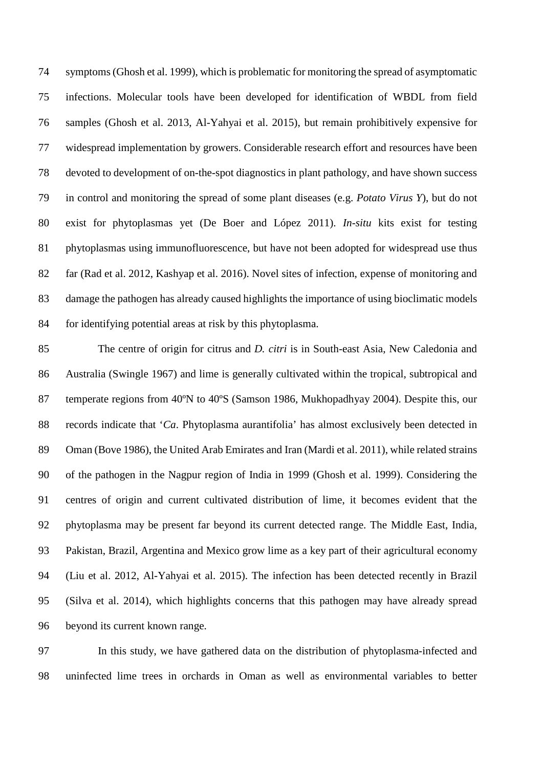symptoms (Ghosh et al. 1999), which is problematic for monitoring the spread of asymptomatic infections. Molecular tools have been developed for identification of WBDL from field samples (Ghosh et al. 2013, Al-Yahyai et al. 2015), but remain prohibitively expensive for widespread implementation by growers. Considerable research effort and resources have been devoted to development of on-the-spot diagnostics in plant pathology, and have shown success in control and monitoring the spread of some plant diseases (e.g. *Potato Virus Y*), but do not exist for phytoplasmas yet (De Boer and López 2011). *In-situ* kits exist for testing phytoplasmas using immunofluorescence, but have not been adopted for widespread use thus far (Rad et al. 2012, Kashyap et al. 2016). Novel sites of infection, expense of monitoring and damage the pathogen has already caused highlights the importance of using bioclimatic models for identifying potential areas at risk by this phytoplasma.

The centre of origin for citrus and *D. citri* is in South-east Asia, New Caledonia and Australia (Swingle 1967) and lime is generally cultivated within the tropical, subtropical and temperate regions from 40ºN to 40ºS (Samson 1986, Mukhopadhyay 2004). Despite this, our records indicate that '*Ca*. Phytoplasma aurantifolia' has almost exclusively been detected in Oman (Bove 1986), the United Arab Emirates and Iran (Mardi et al. 2011), while related strains of the pathogen in the Nagpur region of India in 1999 (Ghosh et al. 1999). Considering the centres of origin and current cultivated distribution of lime, it becomes evident that the phytoplasma may be present far beyond its current detected range. The Middle East, India, Pakistan, Brazil, Argentina and Mexico grow lime as a key part of their agricultural economy (Liu et al. 2012, Al-Yahyai et al. 2015). The infection has been detected recently in Brazil (Silva et al. 2014), which highlights concerns that this pathogen may have already spread beyond its current known range.

In this study, we have gathered data on the distribution of phytoplasma-infected and uninfected lime trees in orchards in Oman as well as environmental variables to better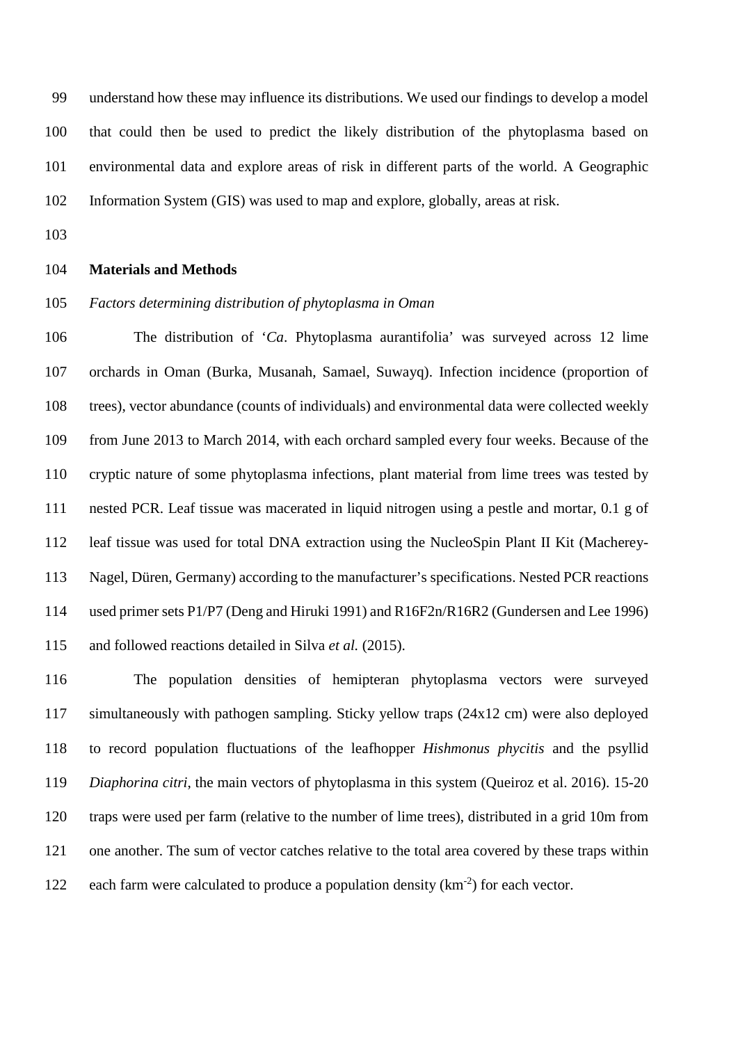understand how these may influence its distributions. We used our findings to develop a model that could then be used to predict the likely distribution of the phytoplasma based on environmental data and explore areas of risk in different parts of the world. A Geographic Information System (GIS) was used to map and explore, globally, areas at risk.

## Materials and Methods

### *Factors determining distribution of phytoplasma in Oman*

The distribution of '*Ca*. Phytoplasma aurantifolia' was surveyed across 12 lime orchards in Oman (Burka, Musanah, Samael, Suwayq). Infection incidence (proportion of trees), vector abundance (counts of individuals) and environmental data were collected weekly from June 2013 to March 2014, with each orchard sampled every four weeks. Because of the cryptic nature of some phytoplasma infections, plant material from lime trees was tested by nested PCR. Leaf tissue was macerated in liquid nitrogen using a pestle and mortar, 0.1 g of leaf tissue was used for total DNA extraction using the NucleoSpin Plant II Kit (Macherey-Nagel, Düren, Germany) according to the manufacturer's specifications. Nested PCR reactions used primer sets P1/P7 (Deng and Hiruki 1991) and R16F2n/R16R2 (Gundersen and Lee 1996) and followed reactions detailed in Silva *et al.* (2015).

The population densities of hemipteran phytoplasma vectors were surveyed simultaneously with pathogen sampling. Sticky yellow traps (24x12 cm) were also deployed to record population fluctuations of the leafhopper *Hishmonus phycitis* and the psyllid *Diaphorina citri*, the main vectors of phytoplasma in this system (Queiroz et al. 2016). 15-20 traps were used per farm (relative to the number of lime trees), distributed in a grid 10m from one another. The sum of vector catches relative to the total area covered by these traps within each farm were calculated to produce a population density ($km^{-2}$) for each vector.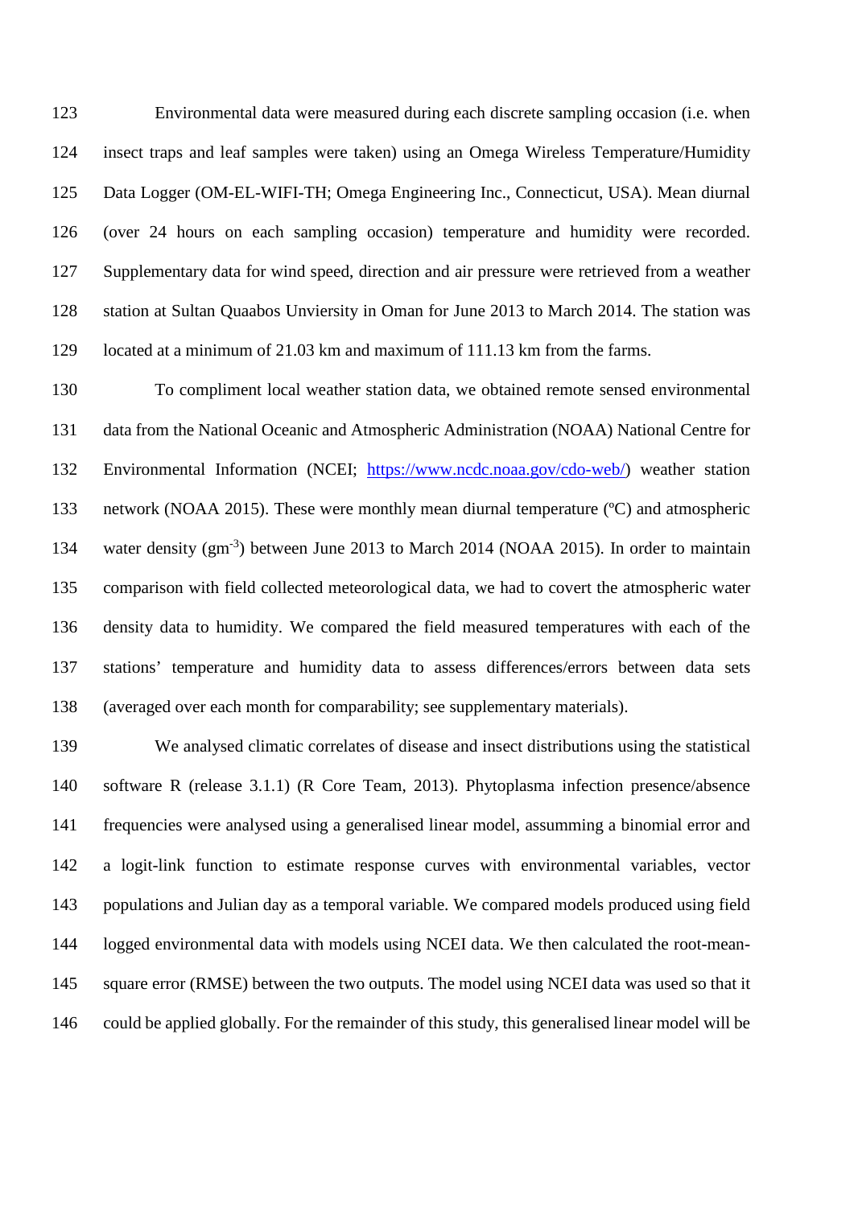Environmental data were measured during each discrete sampling occasion (i.e. when insect traps and leaf samples were taken) using an Omega Wireless Temperature/Humidity Data Logger (OM-EL-WIFI-TH; Omega Engineering Inc., Connecticut, USA). Mean diurnal (over 24 hours on each sampling occasion) temperature and humidity were recorded. Supplementary data for wind speed, direction and air pressure were retrieved from a weather station at Sultan Quaabos Unviersity in Oman for June 2013 to March 2014. The station was located at a minimum of 21.03 km and maximum of 111.13 km from the farms.

To compliment local weather station data, we obtained remote sensed environmental data from the National Oceanic and Atmospheric Administration (NOAA) National Centre for Environmental Information (NCEI; https://www.ncdc.noaa.gov/cdo-web/) weather station network (NOAA 2015). These were monthly mean diurnal temperature (ºC) and atmospheric water density (gm$^{-3}$) between June 2013 to March 2014 (NOAA 2015). In order to maintain comparison with field collected meteorological data, we had to covert the atmospheric water density data to humidity. We compared the field measured temperatures with each of the stations' temperature and humidity data to assess differences/errors between data sets (averaged over each month for comparability; see supplementary materials).

We analysed climatic correlates of disease and insect distributions using the statistical software R (release 3.1.1) (R Core Team, 2013). Phytoplasma infection presence/absence frequencies were analysed using a generalised linear model, assuming a binomial error and a logit-link function to estimate response curves with environmental variables, vector populations and Julian day as a temporal variable. We compared models produced using field logged environmental data with models using NCEI data. We then calculated the root-mean-square error (RMSE) between the two outputs. The model using NCEI data was used so that it could be applied globally. For the remainder of this study, this generalised linear model will be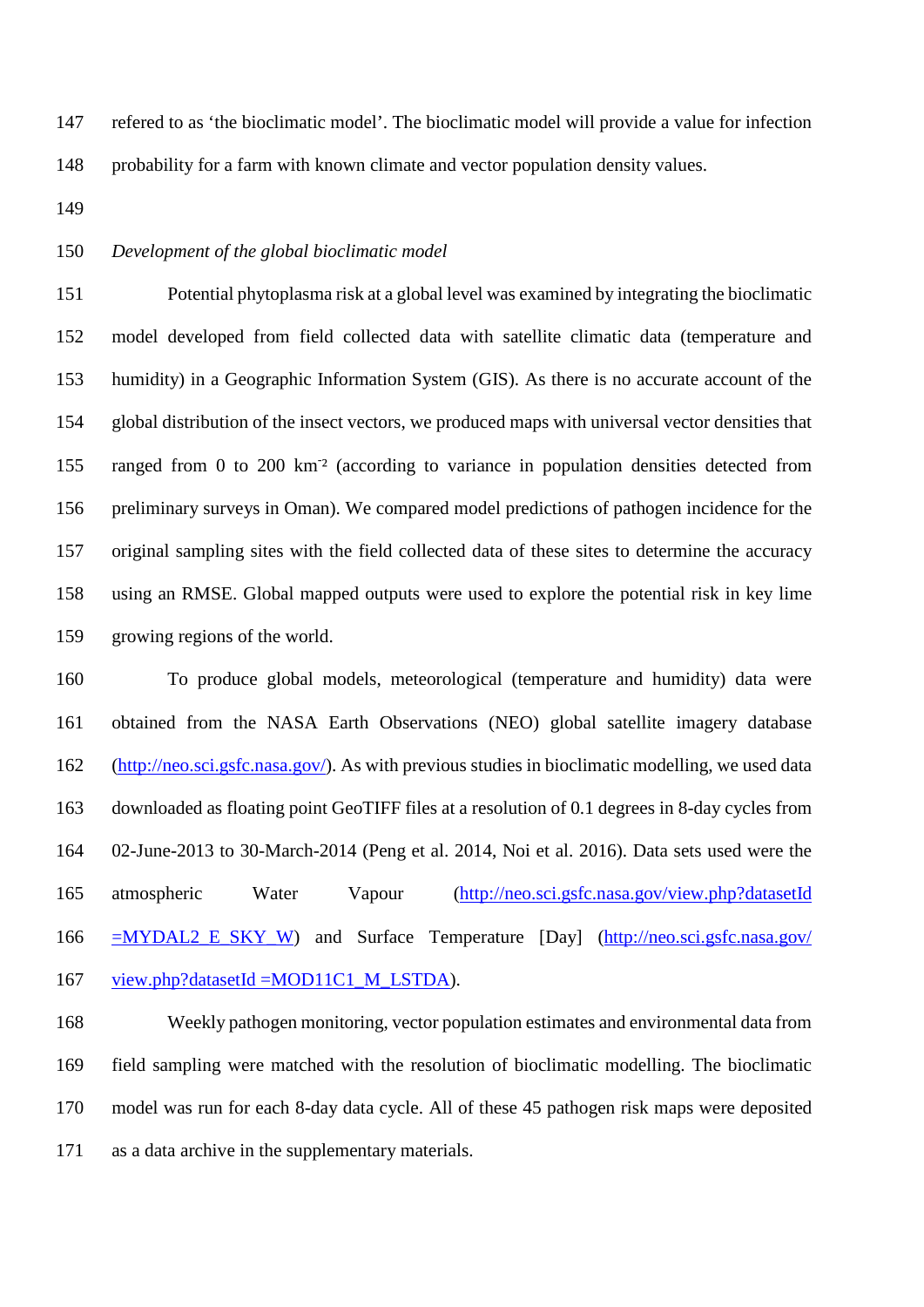refered to as 'the bioclimatic model'. The bioclimatic model will provide a value for infection probability for a farm with known climate and vector population density values.

*Development of the global bioclimatic model*

Potential phytoplasma risk at a global level was examined by integrating the bioclimatic model developed from field collected data with satellite climatic data (temperature and humidity) in a Geographic Information System (GIS). As there is no accurate account of the global distribution of the insect vectors, we produced maps with universal vector densities that ranged from 0 to 200 km$^{-2}$ (according to variance in population densities detected from preliminary surveys in Oman). We compared model predictions of pathogen incidence for the original sampling sites with the field collected data of these sites to determine the accuracy using an RMSE. Global mapped outputs were used to explore the potential risk in key lime growing regions of the world.

To produce global models, meteorological (temperature and humidity) data were obtained from the NASA Earth Observations (NEO) global satellite imagery database (http://neo.sci.gsfc.nasa.gov/). As with previous studies in bioclimatic modelling, we used data downloaded as floating point GeoTIFF files at a resolution of 0.1 degrees in 8-day cycles from 02-June-2013 to 30-March-2014 (Peng et al. 2014, Noi et al. 2016). Data sets used were the atmospheric Water Vapour (http://neo.sci.gsfc.nasa.gov/view.php?datasetId =MYDAL2_E_SKY_W) and Surface Temperature [Day] (http://neo.sci.gsfc.nasa.gov/view.php?datasetId =MOD11C1_M_LSTDA).

Weekly pathogen monitoring, vector population estimates and environmental data from field sampling were matched with the resolution of bioclimatic modelling. The bioclimatic model was run for each 8-day data cycle. All of these 45 pathogen risk maps were deposited as a data archive in the supplementary materials.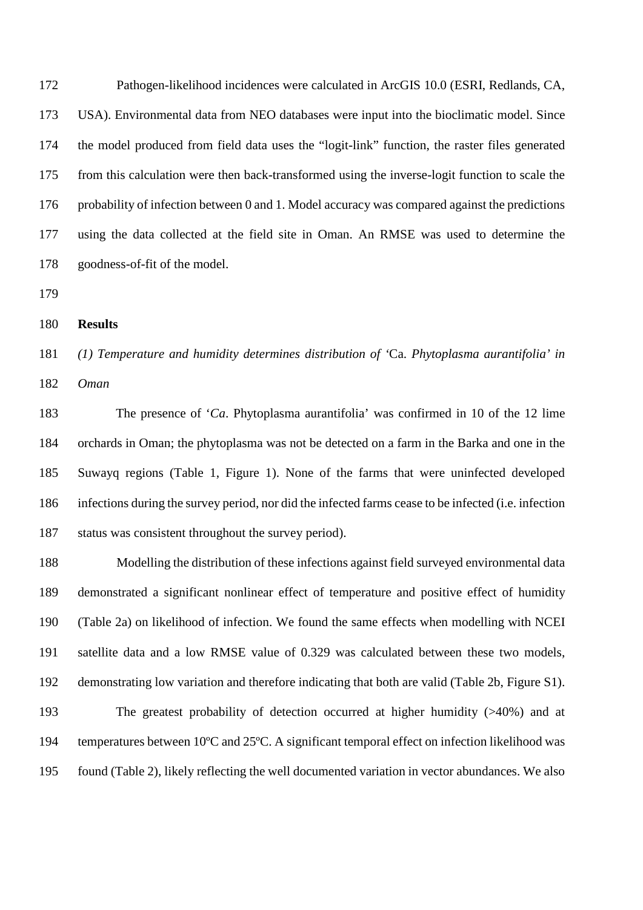Pathogen-likelihood incidences were calculated in ArcGIS 10.0 (ESRI, Redlands, CA, USA). Environmental data from NEO databases were input into the bioclimatic model. Since the model produced from field data uses the "logit-link" function, the raster files generated from this calculation were then back-transformed using the inverse-logit function to scale the probability of infection between 0 and 1. Model accuracy was compared against the predictions using the data collected at the field site in Oman. An RMSE was used to determine the goodness-of-fit of the model.

## Results

### *(1) Temperature and humidity determines distribution of '*Ca. *Phytoplasma aurantifolia' in Oman*

The presence of '*Ca*. Phytoplasma aurantifolia' was confirmed in 10 of the 12 lime orchards in Oman; the phytoplasma was not be detected on a farm in the Barka and one in the Suwayq regions (Table 1, Figure 1). None of the farms that were uninfected developed infections during the survey period, nor did the infected farms cease to be infected (i.e. infection status was consistent throughout the survey period).

Modelling the distribution of these infections against field surveyed environmental data demonstrated a significant nonlinear effect of temperature and positive effect of humidity (Table 2a) on likelihood of infection. We found the same effects when modelling with NCEI satellite data and a low RMSE value of 0.329 was calculated between these two models, demonstrating low variation and therefore indicating that both are valid (Table 2b, Figure S1).

The greatest probability of detection occurred at higher humidity (>40%) and at temperatures between 10ºC and 25ºC. A significant temporal effect on infection likelihood was found (Table 2), likely reflecting the well documented variation in vector abundances. We also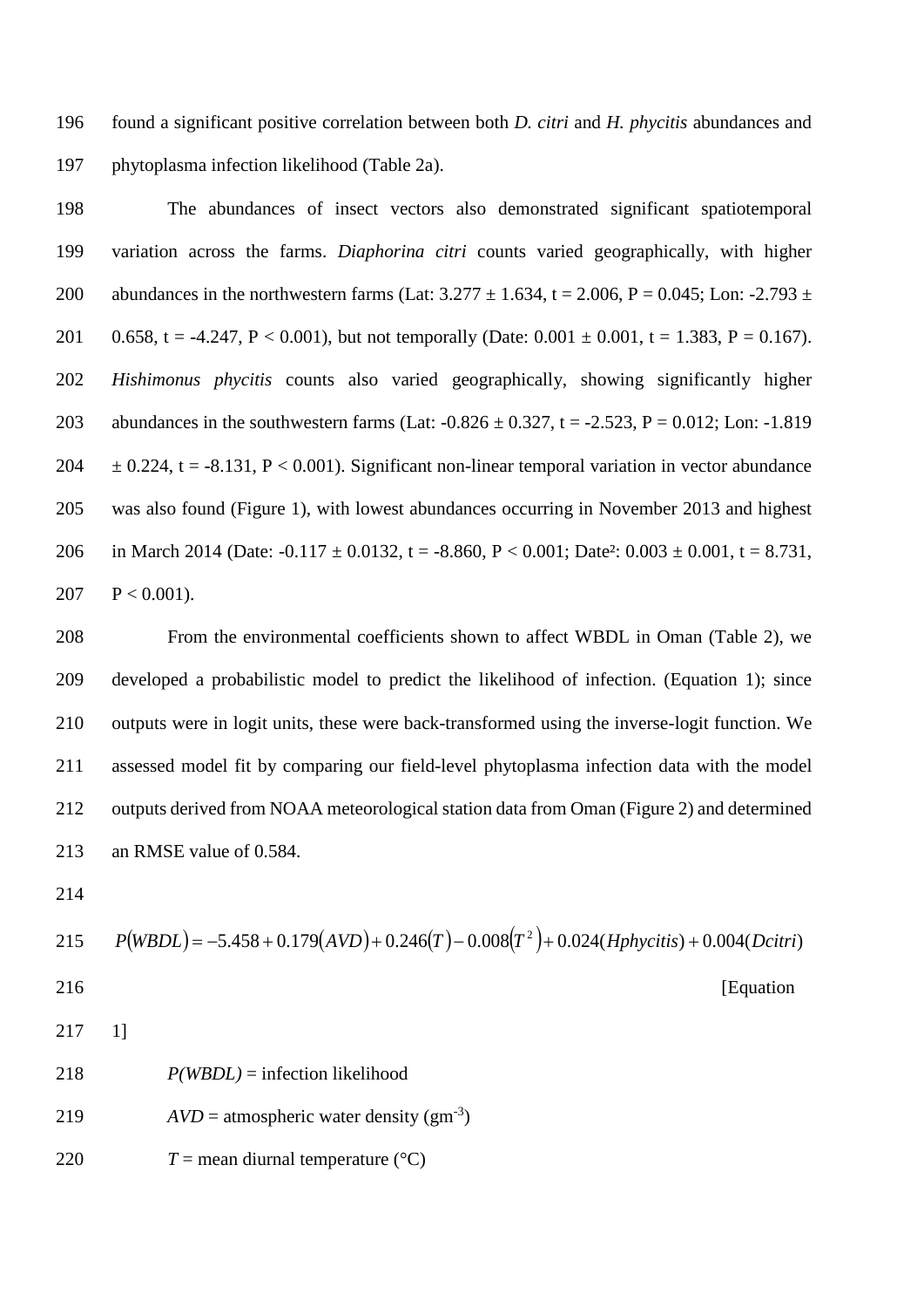found a significant positive correlation between both *D. citri* and *H. phycitis* abundances and phytoplasma infection likelihood (Table 2a).

The abundances of insect vectors also demonstrated significant spatiotemporal variation across the farms. *Diaphorina citri* counts varied geographically, with higher abundances in the northwestern farms (Lat: 3.277 ± 1.634, $t = 2.006$, $P = 0.045$; Lon: -2.793 ± 0.658, $t = -4.247$, $P < 0.001$), but not temporally (Date: 0.001 ± 0.001, $t = 1.383$, $P = 0.167$). *Hishimonus phycitis* counts also varied geographically, showing significantly higher abundances in the southwestern farms (Lat: -0.826 ± 0.327, $t = -2.523$, $P = 0.012$; Lon: -1.819 ± 0.224, $t = -8.131$, $P < 0.001$). Significant non-linear temporal variation in vector abundance was also found (Figure 1), with lowest abundances occurring in November 2013 and highest in March 2014 (Date: -0.117 ± 0.0132, $t = -8.860$, $P < 0.001$; Date$^2$: 0.003 ± 0.001, $t = 8.731$, $P < 0.001$).

From the environmental coefficients shown to affect WBDL in Oman (Table 2), we developed a probabilistic model to predict the likelihood of infection. (Equation 1); since outputs were in logit units, these were back-transformed using the inverse-logit function. We assessed model fit by comparing our field-level phytoplasma infection data with the model outputs derived from NOAA meteorological station data from Oman (Figure 2) and determined an RMSE value of 0.584.

$$P(WBDL) = -5.458 + 0.179(AVD) + 0.246(T) - 0.008(T^2) + 0.024(Hphycitis) + 0.004(Dcitri)$$

[Equation 1]

$P(WBDL)$ = infection likelihood

$AVD$ = atmospheric water density (gm$^{-3}$)

$T$ = mean diurnal temperature (°C)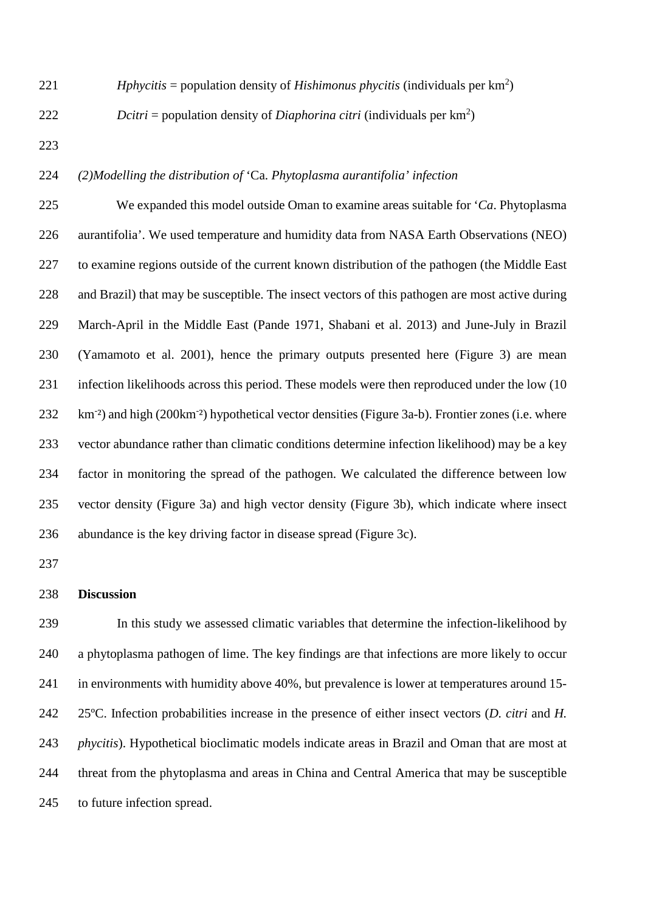*Hphycitis* = population density of *Hishimonus phycitis* (individuals per $km^2$)

*Dcitri* = population density of *Diaphorina citri* (individuals per $km^2$)

*(2)Modelling the distribution of* ‘Ca. *Phytoplasma aurantifolia’ infection*

We expanded this model outside Oman to examine areas suitable for ‘*Ca*. Phytoplasma aurantifolia’. We used temperature and humidity data from NASA Earth Observations (NEO) to examine regions outside of the current known distribution of the pathogen (the Middle East and Brazil) that may be susceptible. The insect vectors of this pathogen are most active during March-April in the Middle East (Pande 1971, Shabani et al. 2013) and June-July in Brazil (Yamamoto et al. 2001), hence the primary outputs presented here (Figure 3) are mean infection likelihoods across this period. These models were then reproduced under the low (10 $km^{-2}$) and high (200$km^{-2}$) hypothetical vector densities (Figure 3a-b). Frontier zones (i.e. where vector abundance rather than climatic conditions determine infection likelihood) may be a key factor in monitoring the spread of the pathogen. We calculated the difference between low vector density (Figure 3a) and high vector density (Figure 3b), which indicate where insect abundance is the key driving factor in disease spread (Figure 3c).

**Discussion**

In this study we assessed climatic variables that determine the infection-likelihood by a phytoplasma pathogen of lime. The key findings are that infections are more likely to occur in environments with humidity above 40%, but prevalence is lower at temperatures around 15-25ºC. Infection probabilities increase in the presence of either insect vectors (*D. citri* and *H. phycitis*). Hypothetical bioclimatic models indicate areas in Brazil and Oman that are most at threat from the phytoplasma and areas in China and Central America that may be susceptible to future infection spread.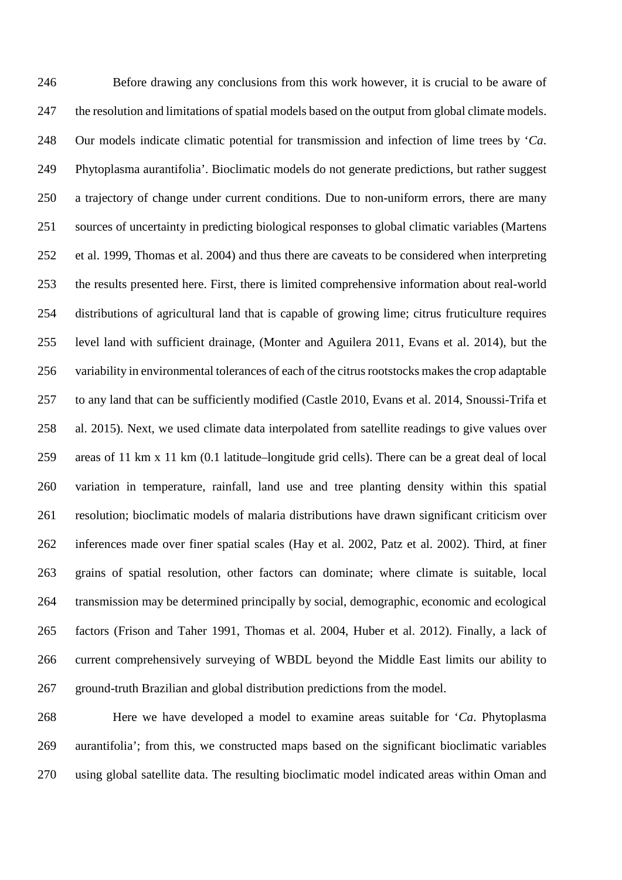Before drawing any conclusions from this work however, it is crucial to be aware of the resolution and limitations of spatial models based on the output from global climate models. Our models indicate climatic potential for transmission and infection of lime trees by '*Ca*. Phytoplasma aurantifolia'. Bioclimatic models do not generate predictions, but rather suggest a trajectory of change under current conditions. Due to non-uniform errors, there are many sources of uncertainty in predicting biological responses to global climatic variables (Martens et al. 1999, Thomas et al. 2004) and thus there are caveats to be considered when interpreting the results presented here. First, there is limited comprehensive information about real-world distributions of agricultural land that is capable of growing lime; citrus fruticulture requires level land with sufficient drainage, (Monter and Aguilera 2011, Evans et al. 2014), but the variability in environmental tolerances of each of the citrus rootstocks makes the crop adaptable to any land that can be sufficiently modified (Castle 2010, Evans et al. 2014, Snoussi-Trifa et al. 2015). Next, we used climate data interpolated from satellite readings to give values over areas of 11 km x 11 km (0.1 latitude–longitude grid cells). There can be a great deal of local variation in temperature, rainfall, land use and tree planting density within this spatial resolution; bioclimatic models of malaria distributions have drawn significant criticism over inferences made over finer spatial scales (Hay et al. 2002, Patz et al. 2002). Third, at finer grains of spatial resolution, other factors can dominate; where climate is suitable, local transmission may be determined principally by social, demographic, economic and ecological factors (Frison and Taher 1991, Thomas et al. 2004, Huber et al. 2012). Finally, a lack of current comprehensively surveying of WBDL beyond the Middle East limits our ability to ground-truth Brazilian and global distribution predictions from the model.

Here we have developed a model to examine areas suitable for '*Ca*. Phytoplasma aurantifolia'; from this, we constructed maps based on the significant bioclimatic variables using global satellite data. The resulting bioclimatic model indicated areas within Oman and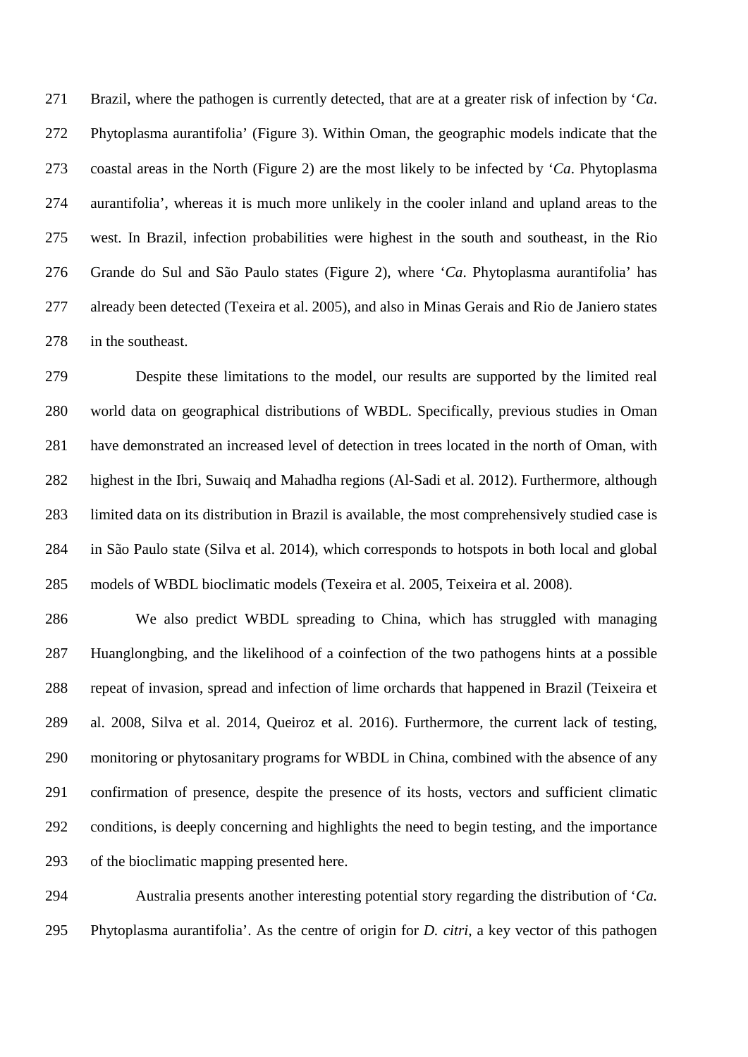Brazil, where the pathogen is currently detected, that are at a greater risk of infection by '*Ca*. Phytoplasma aurantifolia' (Figure 3). Within Oman, the geographic models indicate that the coastal areas in the North (Figure 2) are the most likely to be infected by '*Ca*. Phytoplasma aurantifolia', whereas it is much more unlikely in the cooler inland and upland areas to the west. In Brazil, infection probabilities were highest in the south and southeast, in the Rio Grande do Sul and São Paulo states (Figure 2), where '*Ca*. Phytoplasma aurantifolia' has already been detected (Texeira et al. 2005), and also in Minas Gerais and Rio de Janiero states in the southeast.

Despite these limitations to the model, our results are supported by the limited real world data on geographical distributions of WBDL. Specifically, previous studies in Oman have demonstrated an increased level of detection in trees located in the north of Oman, with highest in the Ibri, Suwaiq and Mahadha regions (Al-Sadi et al. 2012). Furthermore, although limited data on its distribution in Brazil is available, the most comprehensively studied case is in São Paulo state (Silva et al. 2014), which corresponds to hotspots in both local and global models of WBDL bioclimatic models (Texeira et al. 2005, Teixeira et al. 2008).

We also predict WBDL spreading to China, which has struggled with managing Huanglongbing, and the likelihood of a coinfection of the two pathogens hints at a possible repeat of invasion, spread and infection of lime orchards that happened in Brazil (Teixeira et al. 2008, Silva et al. 2014, Queiroz et al. 2016). Furthermore, the current lack of testing, monitoring or phytosanitary programs for WBDL in China, combined with the absence of any confirmation of presence, despite the presence of its hosts, vectors and sufficient climatic conditions, is deeply concerning and highlights the need to begin testing, and the importance of the bioclimatic mapping presented here.

Australia presents another interesting potential story regarding the distribution of '*Ca.* Phytoplasma aurantifolia'. As the centre of origin for *D. citri*, a key vector of this pathogen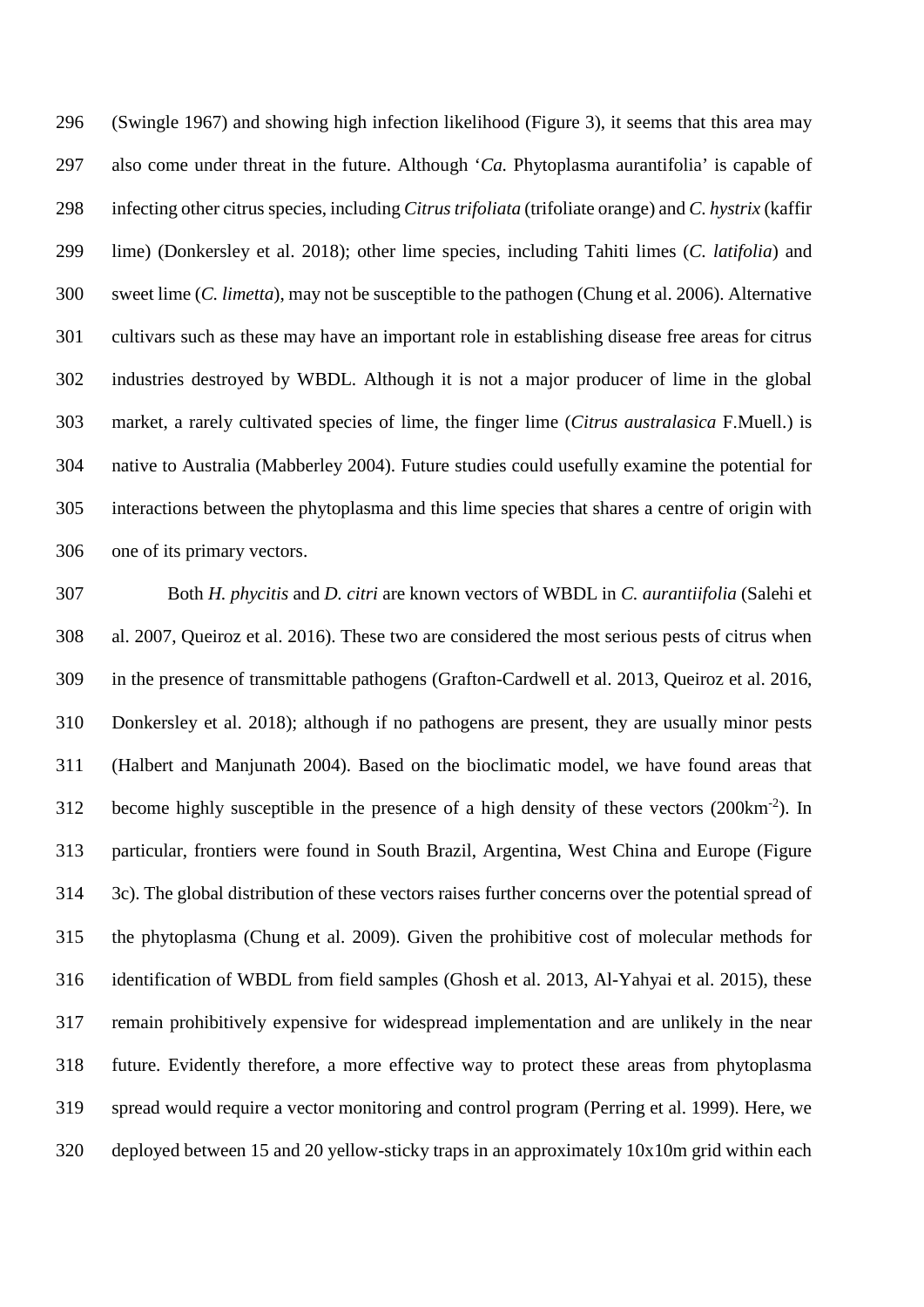(Swingle 1967) and showing high infection likelihood (Figure 3), it seems that this area may also come under threat in the future. Although '*Ca.* Phytoplasma aurantifolia' is capable of infecting other citrus species, including *Citrus trifoliata* (trifoliate orange) and *C. hystrix* (kaffir lime) (Donkersley et al. 2018); other lime species, including Tahiti limes (*C. latifolia*) and sweet lime (*C. limetta*), may not be susceptible to the pathogen (Chung et al. 2006). Alternative cultivars such as these may have an important role in establishing disease free areas for citrus industries destroyed by WBDL. Although it is not a major producer of lime in the global market, a rarely cultivated species of lime, the finger lime (*Citrus australasica* F.Muell.) is native to Australia (Mabberley 2004). Future studies could usefully examine the potential for interactions between the phytoplasma and this lime species that shares a centre of origin with one of its primary vectors.

Both *H. phycitis* and *D. citri* are known vectors of WBDL in *C. aurantiifolia* (Salehi et al. 2007, Queiroz et al. 2016). These two are considered the most serious pests of citrus when in the presence of transmittable pathogens (Grafton-Cardwell et al. 2013, Queiroz et al. 2016, Donkersley et al. 2018); although if no pathogens are present, they are usually minor pests (Halbert and Manjunath 2004). Based on the bioclimatic model, we have found areas that become highly susceptible in the presence of a high density of these vectors ($200km^{-2}$). In particular, frontiers were found in South Brazil, Argentina, West China and Europe (Figure 3c). The global distribution of these vectors raises further concerns over the potential spread of the phytoplasma (Chung et al. 2009). Given the prohibitive cost of molecular methods for identification of WBDL from field samples (Ghosh et al. 2013, Al-Yahyai et al. 2015), these remain prohibitively expensive for widespread implementation and are unlikely in the near future. Evidently therefore, a more effective way to protect these areas from phytoplasma spread would require a vector monitoring and control program (Perring et al. 1999). Here, we deployed between 15 and 20 yellow-sticky traps in an approximately 10x10m grid within each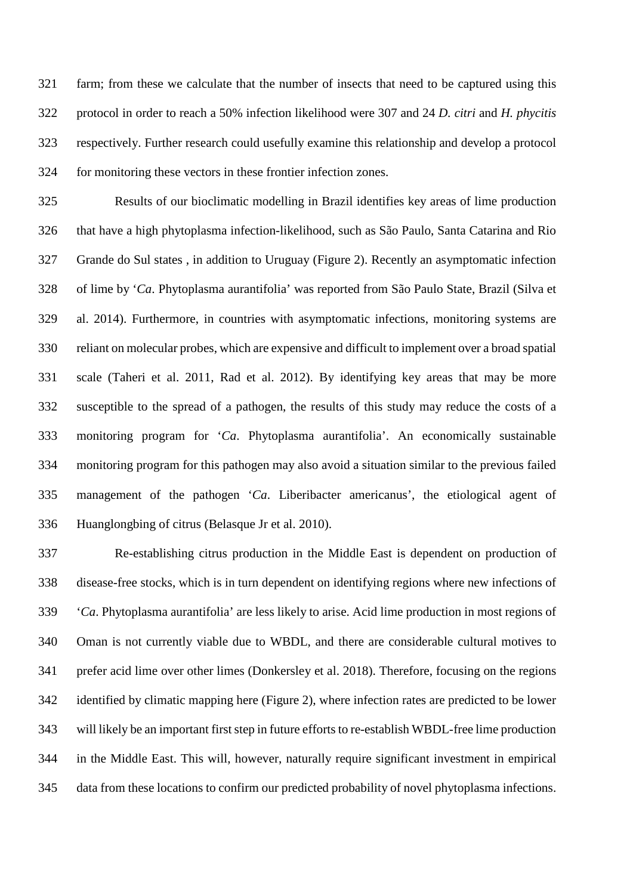farm; from these we calculate that the number of insects that need to be captured using this protocol in order to reach a 50% infection likelihood were 307 and 24 *D. citri* and *H. phycitis* respectively. Further research could usefully examine this relationship and develop a protocol for monitoring these vectors in these frontier infection zones.

Results of our bioclimatic modelling in Brazil identifies key areas of lime production that have a high phytoplasma infection-likelihood, such as São Paulo, Santa Catarina and Rio Grande do Sul states , in addition to Uruguay (Figure 2). Recently an asymptomatic infection of lime by '*Ca*. Phytoplasma aurantifolia' was reported from São Paulo State, Brazil (Silva et al. 2014). Furthermore, in countries with asymptomatic infections, monitoring systems are reliant on molecular probes, which are expensive and difficult to implement over a broad spatial scale (Taheri et al. 2011, Rad et al. 2012). By identifying key areas that may be more susceptible to the spread of a pathogen, the results of this study may reduce the costs of a monitoring program for '*Ca*. Phytoplasma aurantifolia'. An economically sustainable monitoring program for this pathogen may also avoid a situation similar to the previous failed management of the pathogen '*Ca*. Liberibacter americanus', the etiological agent of Huanglongbing of citrus (Belasque Jr et al. 2010).

Re-establishing citrus production in the Middle East is dependent on production of disease-free stocks, which is in turn dependent on identifying regions where new infections of '*Ca*. Phytoplasma aurantifolia' are less likely to arise. Acid lime production in most regions of Oman is not currently viable due to WBDL, and there are considerable cultural motives to prefer acid lime over other limes (Donkersley et al. 2018). Therefore, focusing on the regions identified by climatic mapping here (Figure 2), where infection rates are predicted to be lower will likely be an important first step in future efforts to re-establish WBDL-free lime production in the Middle East. This will, however, naturally require significant investment in empirical data from these locations to confirm our predicted probability of novel phytoplasma infections.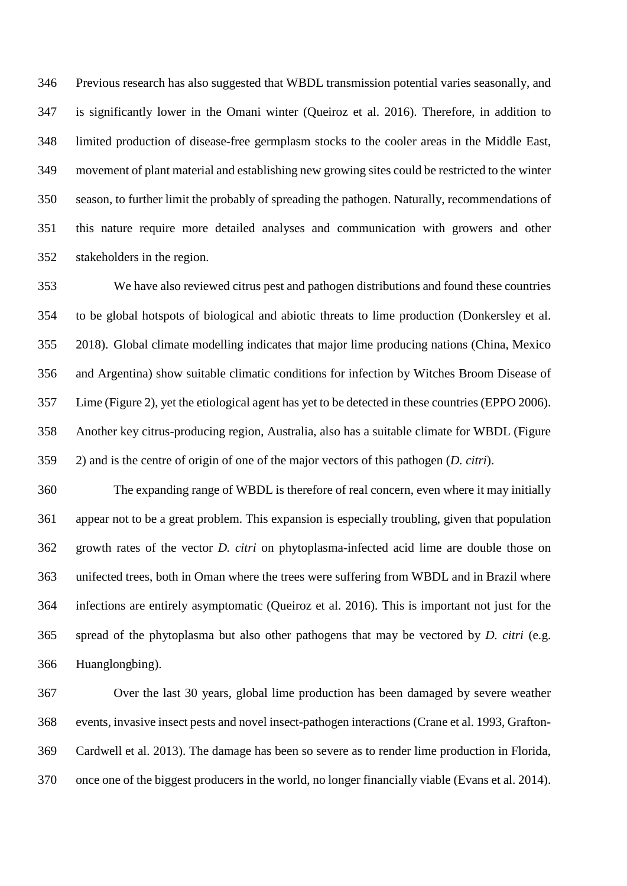Previous research has also suggested that WBDL transmission potential varies seasonally, and is significantly lower in the Omani winter (Queiroz et al. 2016). Therefore, in addition to limited production of disease-free germplasm stocks to the cooler areas in the Middle East, movement of plant material and establishing new growing sites could be restricted to the winter season, to further limit the probably of spreading the pathogen. Naturally, recommendations of this nature require more detailed analyses and communication with growers and other stakeholders in the region.

We have also reviewed citrus pest and pathogen distributions and found these countries to be global hotspots of biological and abiotic threats to lime production (Donkersley et al. 2018). Global climate modelling indicates that major lime producing nations (China, Mexico and Argentina) show suitable climatic conditions for infection by Witches Broom Disease of Lime (Figure 2), yet the etiological agent has yet to be detected in these countries (EPPO 2006). Another key citrus-producing region, Australia, also has a suitable climate for WBDL (Figure 2) and is the centre of origin of one of the major vectors of this pathogen (*D. citri*).

The expanding range of WBDL is therefore of real concern, even where it may initially appear not to be a great problem. This expansion is especially troubling, given that population growth rates of the vector *D. citri* on phytoplasma-infected acid lime are double those on unifected trees, both in Oman where the trees were suffering from WBDL and in Brazil where infections are entirely asymptomatic (Queiroz et al. 2016). This is important not just for the spread of the phytoplasma but also other pathogens that may be vectored by *D. citri* (e.g. Huanglongbing).

Over the last 30 years, global lime production has been damaged by severe weather events, invasive insect pests and novel insect-pathogen interactions (Crane et al. 1993, Grafton-Cardwell et al. 2013). The damage has been so severe as to render lime production in Florida, once one of the biggest producers in the world, no longer financially viable (Evans et al. 2014).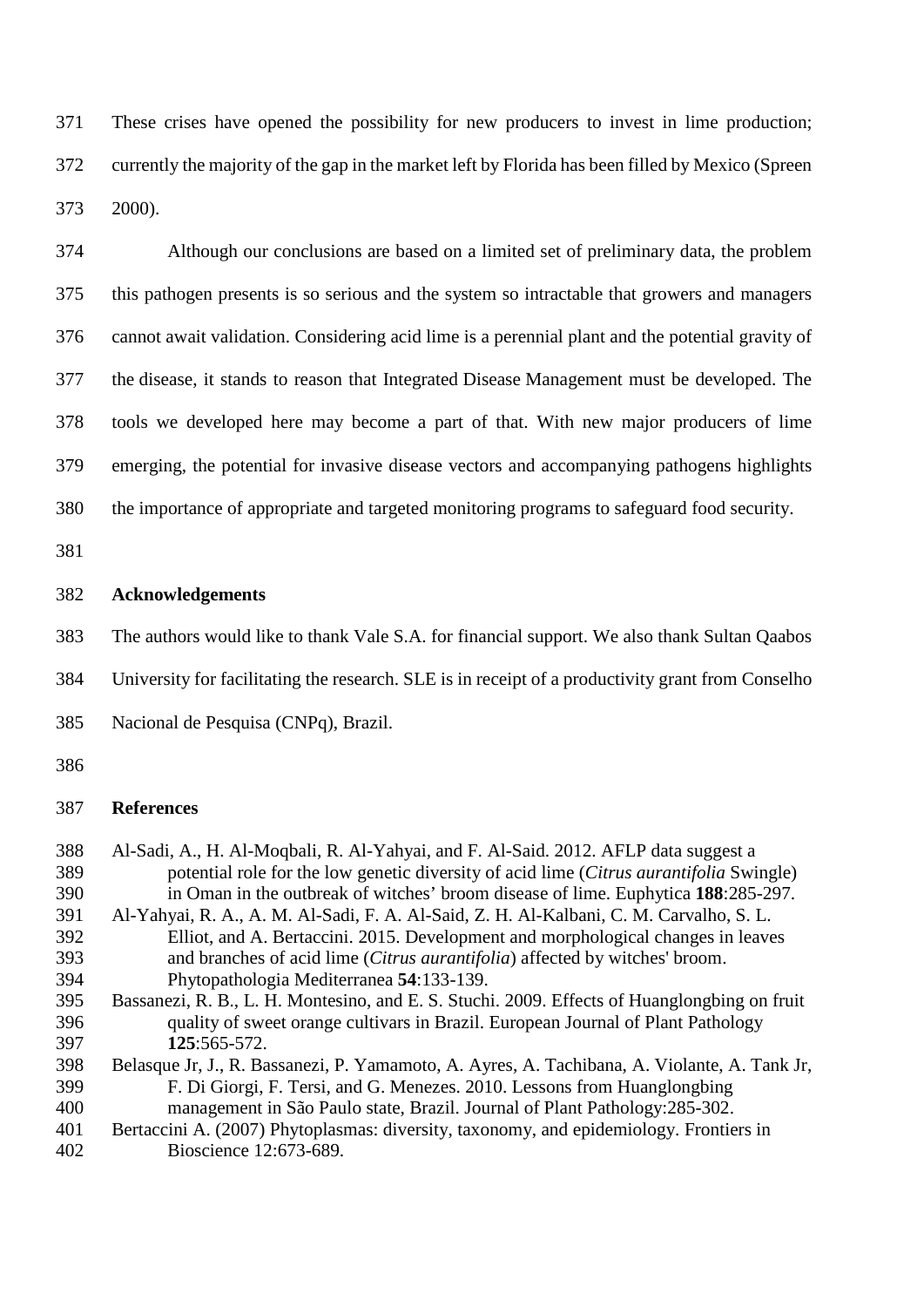These crises have opened the possibility for new producers to invest in lime production; currently the majority of the gap in the market left by Florida has been filled by Mexico (Spreen 2000).

Although our conclusions are based on a limited set of preliminary data, the problem this pathogen presents is so serious and the system so intractable that growers and managers cannot await validation. Considering acid lime is a perennial plant and the potential gravity of the disease, it stands to reason that Integrated Disease Management must be developed. The tools we developed here may become a part of that. With new major producers of lime emerging, the potential for invasive disease vectors and accompanying pathogens highlights the importance of appropriate and targeted monitoring programs to safeguard food security.

## Acknowledgements

The authors would like to thank Vale S.A. for financial support. We also thank Sultan Qaabos University for facilitating the research. SLE is in receipt of a productivity grant from Conselho Nacional de Pesquisa (CNPq), Brazil.

## References

Al-Sadi, A., H. Al-Moqbali, R. Al-Yahyai, and F. Al-Said. 2012. AFLP data suggest a potential role for the low genetic diversity of acid lime (*Citrus aurantifolia* Swingle) in Oman in the outbreak of witches' broom disease of lime. Euphytica **188**:285-297.

Al-Yahyai, R. A., A. M. Al-Sadi, F. A. Al-Said, Z. H. Al-Kalbani, C. M. Carvalho, S. L. Elliot, and A. Bertaccini. 2015. Development and morphological changes in leaves and branches of acid lime (*Citrus aurantifolia*) affected by witches' broom. Phytopathologia Mediterranea **54**:133-139.

Bassanezi, R. B., L. H. Montesino, and E. S. Stuchi. 2009. Effects of Huanglongbing on fruit quality of sweet orange cultivars in Brazil. European Journal of Plant Pathology **125**:565-572.

Belasque Jr, J., R. Bassanezi, P. Yamamoto, A. Ayres, A. Tachibana, A. Violante, A. Tank Jr, F. Di Giorgi, F. Tersi, and G. Menezes. 2010. Lessons from Huanglongbing management in São Paulo state, Brazil. Journal of Plant Pathology:285-302.

Bertaccini A. (2007) Phytoplasmas: diversity, taxonomy, and epidemiology. Frontiers in Bioscience 12:673-689.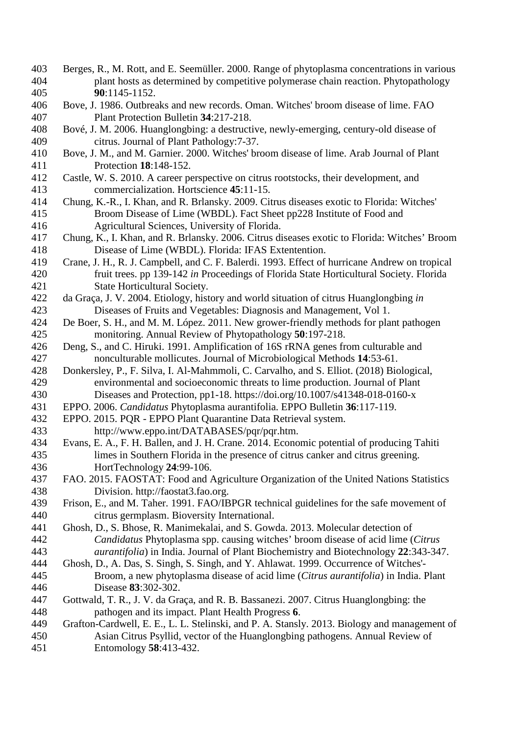Berges, R., M. Rott, and E. Seemüller. 2000. Range of phytoplasma concentrations in various plant hosts as determined by competitive polymerase chain reaction. Phytopathology **90**:1145-1152.

Bove, J. 1986. Outbreaks and new records. Oman. Witches' broom disease of lime. FAO Plant Protection Bulletin **34**:217-218.

Bové, J. M. 2006. Huanglongbing: a destructive, newly-emerging, century-old disease of citrus. Journal of Plant Pathology:7-37.

Bove, J. M., and M. Garnier. 2000. Witches' broom disease of lime. Arab Journal of Plant Protection **18**:148-152.

Castle, W. S. 2010. A career perspective on citrus rootstocks, their development, and commercialization. Hortscience **45**:11-15.

Chung, K.-R., I. Khan, and R. Brlansky. 2009. Citrus diseases exotic to Florida: Witches' Broom Disease of Lime (WBDL). Fact Sheet pp228 Institute of Food and Agricultural Sciences, University of Florida.

Chung, K., I. Khan, and R. Brlansky. 2006. Citrus diseases exotic to Florida: Witches' Broom Disease of Lime (WBDL). Florida: IFAS Extentention.

Crane, J. H., R. J. Campbell, and C. F. Balerdi. 1993. Effect of hurricane Andrew on tropical fruit trees. pp 139-142 *in* Proceedings of Florida State Horticultural Society. Florida State Horticultural Society.

da Graça, J. V. 2004. Etiology, history and world situation of citrus Huanglongbing *in* Diseases of Fruits and Vegetables: Diagnosis and Management, Vol 1.

De Boer, S. H., and M. M. López. 2011. New grower-friendly methods for plant pathogen monitoring. Annual Review of Phytopathology **50**:197-218.

Deng, S., and C. Hiruki. 1991. Amplification of 16S rRNA genes from culturable and nonculturable mollicutes. Journal of Microbiological Methods **14**:53-61.

Donkersley, P., F. Silva, I. Al-Mahmmoli, C. Carvalho, and S. Elliot. (2018) Biological, environmental and socioeconomic threats to lime production. Journal of Plant Diseases and Protection, pp1-18. https://doi.org/10.1007/s41348-018-0160-x

EPPO. 2006. *Candidatus* Phytoplasma aurantifolia. EPPO Bulletin **36**:117-119.

EPPO. 2015. PQR - EPPO Plant Quarantine Data Retrieval system. http://www.eppo.int/DATABASES/pqr/pqr.htm.

Evans, E. A., F. H. Ballen, and J. H. Crane. 2014. Economic potential of producing Tahiti limes in Southern Florida in the presence of citrus canker and citrus greening. HortTechnology **24**:99-106.

FAO. 2015. FAOSTAT: Food and Agriculture Organization of the United Nations Statistics Division. http://faostat3.fao.org.

Frison, E., and M. Taher. 1991. FAO/IBPGR technical guidelines for the safe movement of citrus germplasm. Bioversity International.

Ghosh, D., S. Bhose, R. Manimekalai, and S. Gowda. 2013. Molecular detection of *Candidatus* Phytoplasma spp. causing witches' broom disease of acid lime (*Citrus aurantifolia*) in India. Journal of Plant Biochemistry and Biotechnology **22**:343-347.

Ghosh, D., A. Das, S. Singh, S. Singh, and Y. Ahlawat. 1999. Occurrence of Witches'-Broom, a new phytoplasma disease of acid lime (*Citrus aurantifolia*) in India. Plant Disease **83**:302-302.

Gottwald, T. R., J. V. da Graça, and R. B. Bassanezi. 2007. Citrus Huanglongbing: the pathogen and its impact. Plant Health Progress **6**.

Grafton-Cardwell, E. E., L. L. Stelinski, and P. A. Stansly. 2013. Biology and management of Asian Citrus Psyllid, vector of the Huanglongbing pathogens. Annual Review of Entomology **58**:413-432.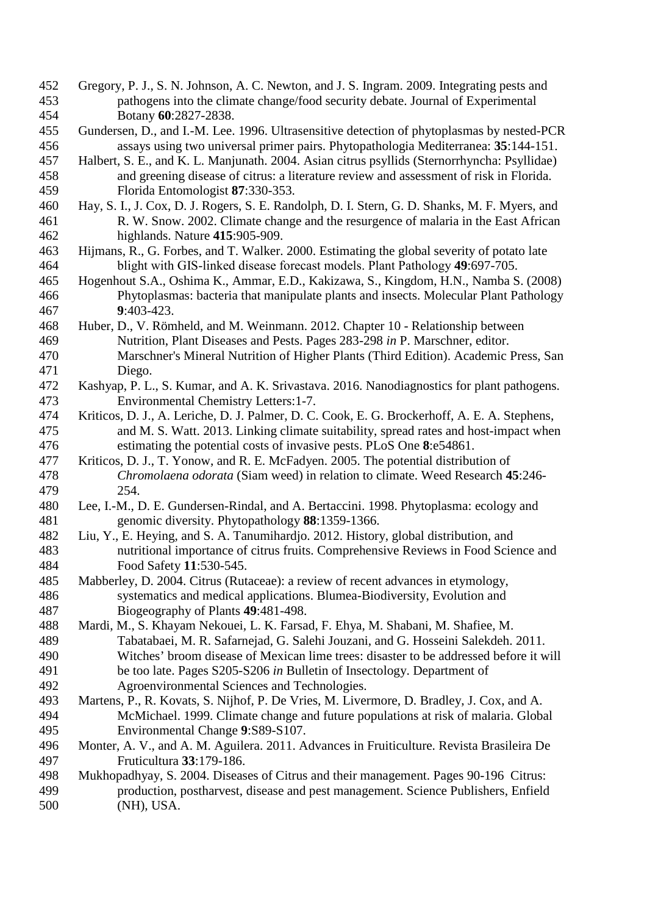Gregory, P. J., S. N. Johnson, A. C. Newton, and J. S. Ingram. 2009. Integrating pests and pathogens into the climate change/food security debate. Journal of Experimental Botany **60**:2827-2838.

Gundersen, D., and I.-M. Lee. 1996. Ultrasensitive detection of phytoplasmas by nested-PCR assays using two universal primer pairs. Phytopathologia Mediterranea: **35**:144-151.

Halbert, S. E., and K. L. Manjunath. 2004. Asian citrus psyllids (Sternorrhyncha: Psyllidae) and greening disease of citrus: a literature review and assessment of risk in Florida. Florida Entomologist **87**:330-353.

Hay, S. I., J. Cox, D. J. Rogers, S. E. Randolph, D. I. Stern, G. D. Shanks, M. F. Myers, and R. W. Snow. 2002. Climate change and the resurgence of malaria in the East African highlands. Nature **415**:905-909.

Hijmans, R., G. Forbes, and T. Walker. 2000. Estimating the global severity of potato late blight with GIS-linked disease forecast models. Plant Pathology **49**:697-705.

Hogenhout S.A., Oshima K., Ammar, E.D., Kakizawa, S., Kingdom, H.N., Namba S. (2008) Phytoplasmas: bacteria that manipulate plants and insects. Molecular Plant Pathology **9**:403-423.

Huber, D., V. Römheld, and M. Weinmann. 2012. Chapter 10 - Relationship between Nutrition, Plant Diseases and Pests. Pages 283-298 *in* P. Marschner, editor. Marschner's Mineral Nutrition of Higher Plants (Third Edition). Academic Press, San Diego.

Kashyap, P. L., S. Kumar, and A. K. Srivastava. 2016. Nanodiagnostics for plant pathogens. Environmental Chemistry Letters:1-7.

Kriticos, D. J., A. Leriche, D. J. Palmer, D. C. Cook, E. G. Brockerhoff, A. E. A. Stephens, and M. S. Watt. 2013. Linking climate suitability, spread rates and host-impact when estimating the potential costs of invasive pests. PLoS One **8**:e54861.

Kriticos, D. J., T. Yonow, and R. E. McFadyen. 2005. The potential distribution of *Chromolaena odorata* (Siam weed) in relation to climate. Weed Research **45**:246-254.

Lee, I.-M., D. E. Gundersen-Rindal, and A. Bertaccini. 1998. Phytoplasma: ecology and genomic diversity. Phytopathology **88**:1359-1366.

Liu, Y., E. Heying, and S. A. Tanumihardjo. 2012. History, global distribution, and nutritional importance of citrus fruits. Comprehensive Reviews in Food Science and Food Safety **11**:530-545.

Mabberley, D. 2004. Citrus (Rutaceae): a review of recent advances in etymology, systematics and medical applications. Blumea-Biodiversity, Evolution and Biogeography of Plants **49**:481-498.

Mardi, M., S. Khayam Nekouei, L. K. Farsad, F. Ehya, M. Shabani, M. Shafiee, M. Tabatabaei, M. R. Safarnejad, G. Salehi Jouzani, and G. Hosseini Salekdeh. 2011. Witches' broom disease of Mexican lime trees: disaster to be addressed before it will be too late. Pages S205-S206 *in* Bulletin of Insectology. Department of Agroenvironmental Sciences and Technologies.

Martens, P., R. Kovats, S. Nijhof, P. De Vries, M. Livermore, D. Bradley, J. Cox, and A. McMichael. 1999. Climate change and future populations at risk of malaria. Global Environmental Change **9**:S89-S107.

Monter, A. V., and A. M. Aguilera. 2011. Advances in Fruiticulture. Revista Brasileira De Fruticultura **33**:179-186.

Mukhopadhyay, S. 2004. Diseases of Citrus and their management. Pages 90-196 Citrus: production, postharvest, disease and pest management. Science Publishers, Enfield (NH), USA.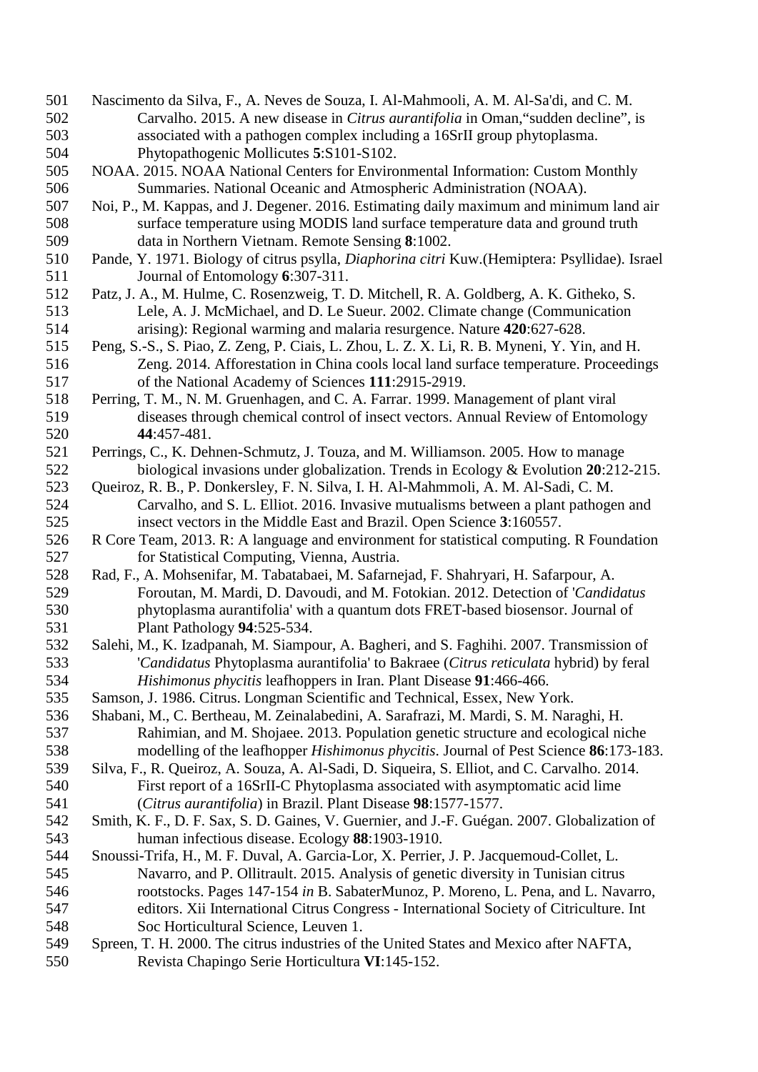Nascimento da Silva, F., A. Neves de Souza, I. Al-Mahmooli, A. M. Al-Sa'di, and C. M. Carvalho. 2015. A new disease in *Citrus aurantifolia* in Oman,"sudden decline", is associated with a pathogen complex including a 16SrII group phytoplasma. Phytopathogenic Mollicutes **5**:S101-S102.

NOAA. 2015. NOAA National Centers for Environmental Information: Custom Monthly Summaries. National Oceanic and Atmospheric Administration (NOAA).

Noi, P., M. Kappas, and J. Degener. 2016. Estimating daily maximum and minimum land air surface temperature using MODIS land surface temperature data and ground truth data in Northern Vietnam. Remote Sensing **8**:1002.

Pande, Y. 1971. Biology of citrus psylla, *Diaphorina citri* Kuw.(Hemiptera: Psyllidae). Israel Journal of Entomology **6**:307-311.

Patz, J. A., M. Hulme, C. Rosenzweig, T. D. Mitchell, R. A. Goldberg, A. K. Githeko, S. Lele, A. J. McMichael, and D. Le Sueur. 2002. Climate change (Communication arising): Regional warming and malaria resurgence. Nature **420**:627-628.

Peng, S.-S., S. Piao, Z. Zeng, P. Ciais, L. Zhou, L. Z. X. Li, R. B. Myneni, Y. Yin, and H. Zeng. 2014. Afforestation in China cools local land surface temperature. Proceedings of the National Academy of Sciences **111**:2915-2919.

Perring, T. M., N. M. Gruenhagen, and C. A. Farrar. 1999. Management of plant viral diseases through chemical control of insect vectors. Annual Review of Entomology **44**:457-481.

Perrings, C., K. Dehnen-Schmutz, J. Touza, and M. Williamson. 2005. How to manage biological invasions under globalization. Trends in Ecology & Evolution **20**:212-215.

Queiroz, R. B., P. Donkersley, F. N. Silva, I. H. Al-Mahmmoli, A. M. Al-Sadi, C. M. Carvalho, and S. L. Elliot. 2016. Invasive mutualisms between a plant pathogen and insect vectors in the Middle East and Brazil. Open Science **3**:160557.

R Core Team, 2013. R: A language and environment for statistical computing. R Foundation for Statistical Computing, Vienna, Austria.

Rad, F., A. Mohsenifar, M. Tabatabaei, M. Safarnejad, F. Shahryari, H. Safarpour, A. Foroutan, M. Mardi, D. Davoudi, and M. Fotokian. 2012. Detection of '*Candidatus* phytoplasma aurantifolia' with a quantum dots FRET-based biosensor. Journal of Plant Pathology **94**:525-534.

Salehi, M., K. Izadpanah, M. Siampour, A. Bagheri, and S. Faghihi. 2007. Transmission of '*Candidatus* Phytoplasma aurantifolia' to Bakraee (*Citrus reticulata* hybrid) by feral *Hishimonus phycitis* leafhoppers in Iran. Plant Disease **91**:466-466.

Samson, J. 1986. Citrus. Longman Scientific and Technical, Essex, New York.

Shabani, M., C. Bertheau, M. Zeinalabedini, A. Sarafrazi, M. Mardi, S. M. Naraghi, H. Rahimian, and M. Shojaee. 2013. Population genetic structure and ecological niche modelling of the leafhopper *Hishimonus phycitis*. Journal of Pest Science **86**:173-183.

Silva, F., R. Queiroz, A. Souza, A. Al-Sadi, D. Siqueira, S. Elliot, and C. Carvalho. 2014. First report of a 16SrII-C Phytoplasma associated with asymptomatic acid lime (*Citrus aurantifolia*) in Brazil. Plant Disease **98**:1577-1577.

Smith, K. F., D. F. Sax, S. D. Gaines, V. Guernier, and J.-F. Guégan. 2007. Globalization of human infectious disease. Ecology **88**:1903-1910.

Snoussi-Trifa, H., M. F. Duval, A. Garcia-Lor, X. Perrier, J. P. Jacquemoud-Collet, L. Navarro, and P. Ollitrault. 2015. Analysis of genetic diversity in Tunisian citrus rootstocks. Pages 147-154 *in* B. SabaterMunoz, P. Moreno, L. Pena, and L. Navarro, editors. Xii International Citrus Congress - International Society of Citriculture. Int Soc Horticultural Science, Leuven 1.

Spreen, T. H. 2000. The citrus industries of the United States and Mexico after NAFTA, Revista Chapingo Serie Horticultura **VI**:145-152.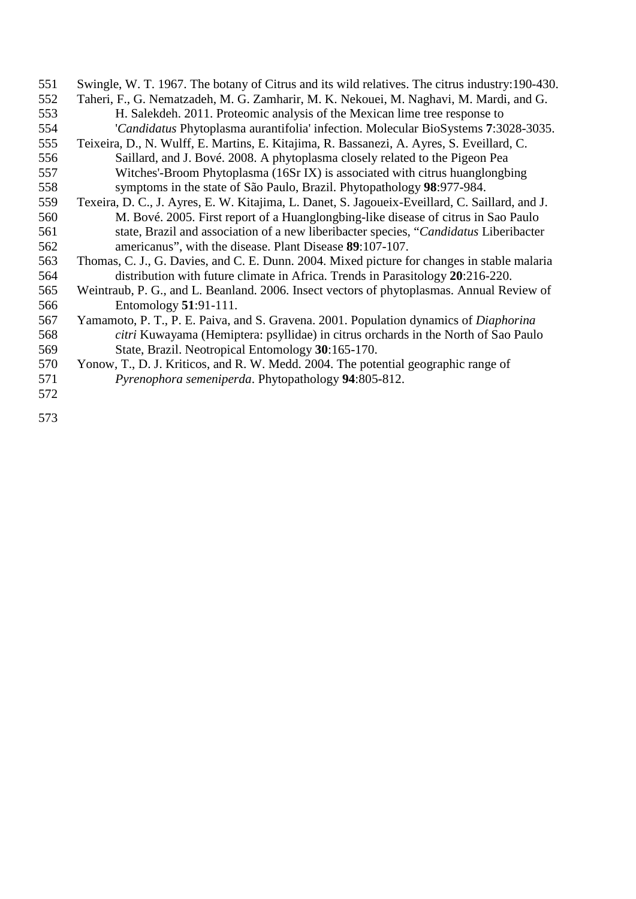Swingle, W. T. 1967. The botany of Citrus and its wild relatives. The citrus industry:190-430.

Taheri, F., G. Nematzadeh, M. G. Zamharir, M. K. Nekouei, M. Naghavi, M. Mardi, and G. H. Salekdeh. 2011. Proteomic analysis of the Mexican lime tree response to '*Candidatus* Phytoplasma aurantifolia' infection. Molecular BioSystems **7**:3028-3035.

Teixeira, D., N. Wulff, E. Martins, E. Kitajima, R. Bassanezi, A. Ayres, S. Eveillard, C. Saillard, and J. Bové. 2008. A phytoplasma closely related to the Pigeon Pea Witches'-Broom Phytoplasma (16Sr IX) is associated with citrus huanglongbing symptoms in the state of São Paulo, Brazil. Phytopathology **98**:977-984.

Texeira, D. C., J. Ayres, E. W. Kitajima, L. Danet, S. Jagoueix-Eveillard, C. Saillard, and J. M. Bové. 2005. First report of a Huanglongbing-like disease of citrus in Sao Paulo state, Brazil and association of a new liberibacter species, "*Candidatus* Liberibacter americanus", with the disease. Plant Disease **89**:107-107.

Thomas, C. J., G. Davies, and C. E. Dunn. 2004. Mixed picture for changes in stable malaria distribution with future climate in Africa. Trends in Parasitology **20**:216-220.

Weintraub, P. G., and L. Beanland. 2006. Insect vectors of phytoplasmas. Annual Review of Entomology **51**:91-111.

Yamamoto, P. T., P. E. Paiva, and S. Gravena. 2001. Population dynamics of *Diaphorina citri* Kuwayama (Hemiptera: psyllidae) in citrus orchards in the North of Sao Paulo State, Brazil. Neotropical Entomology **30**:165-170.

Yonow, T., D. J. Kriticos, and R. W. Medd. 2004. The potential geographic range of *Pyrenophora semeniperda*. Phytopathology **94**:805-812.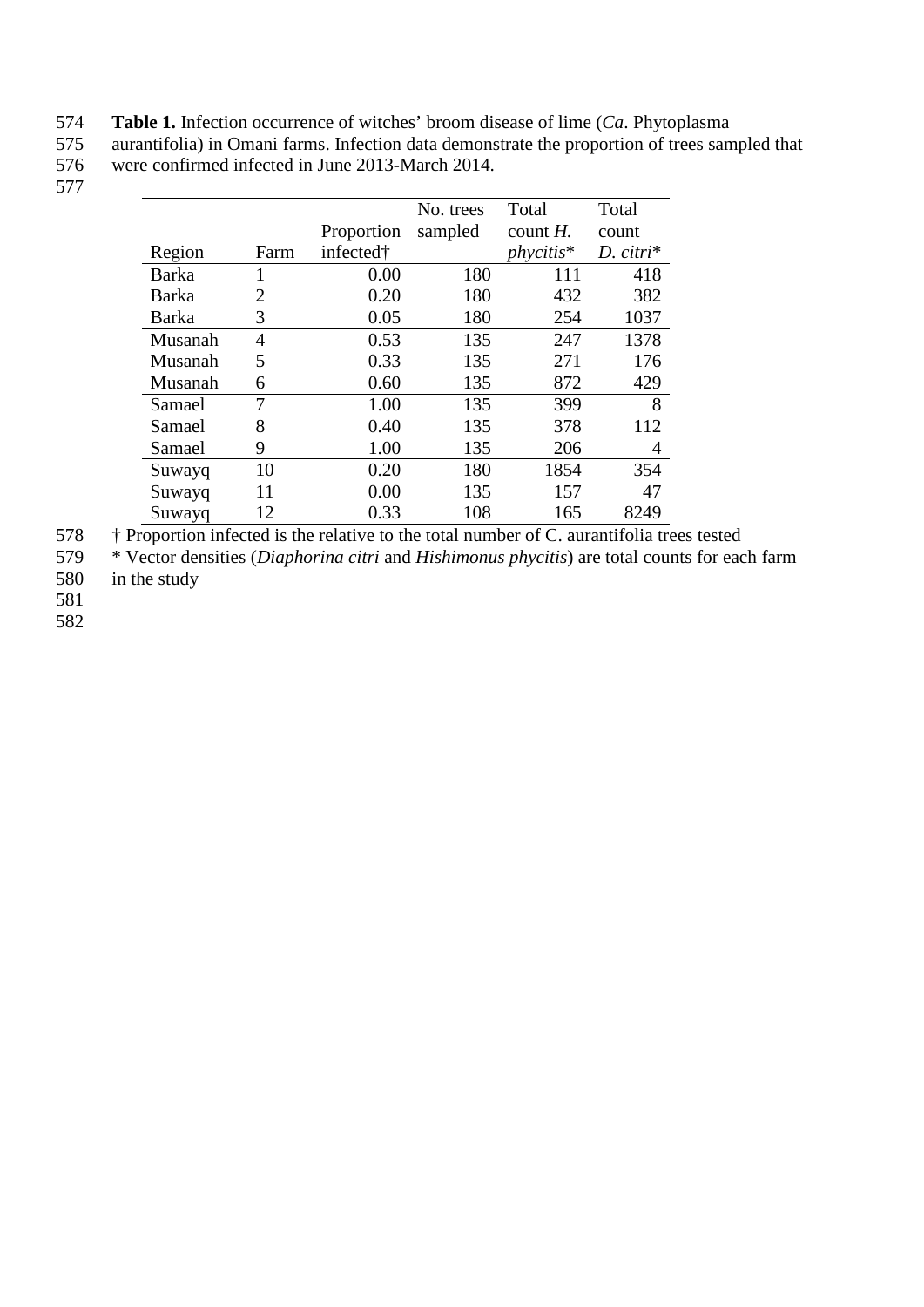**Table 1.** Infection occurrence of witches' broom disease of lime (*Ca*. Phytoplasma aurantifolia) in Omani farms. Infection data demonstrate the proportion of trees sampled that were confirmed infected in June 2013-March 2014.

| Region | Farm | Proportion infected† | No. trees sampled | Total count *H. phycitis*\* | Total count *D. citri*\* |
|---|---|---|---|---|---|
| Barka | 1 | 0.00 | 180 | 111 | 418 |
| Barka | 2 | 0.20 | 180 | 432 | 382 |
| Barka | 3 | 0.05 | 180 | 254 | 1037 |
| Musanah | 4 | 0.53 | 135 | 247 | 1378 |
| Musanah | 5 | 0.33 | 135 | 271 | 176 |
| Musanah | 6 | 0.60 | 135 | 872 | 429 |
| Samael | 7 | 1.00 | 135 | 399 | 8 |
| Samael | 8 | 0.40 | 135 | 378 | 112 |
| Samael | 9 | 1.00 | 135 | 206 | 4 |
| Suwayq | 10 | 0.20 | 180 | 1854 | 354 |
| Suwayq | 11 | 0.00 | 135 | 157 | 47 |
| Suwayq | 12 | 0.33 | 108 | 165 | 8249 |

† Proportion infected is the relative to the total number of C. aurantifolia trees tested

\* Vector densities (*Diaphorina citri* and *Hishimonus phycitis*) are total counts for each farm in the study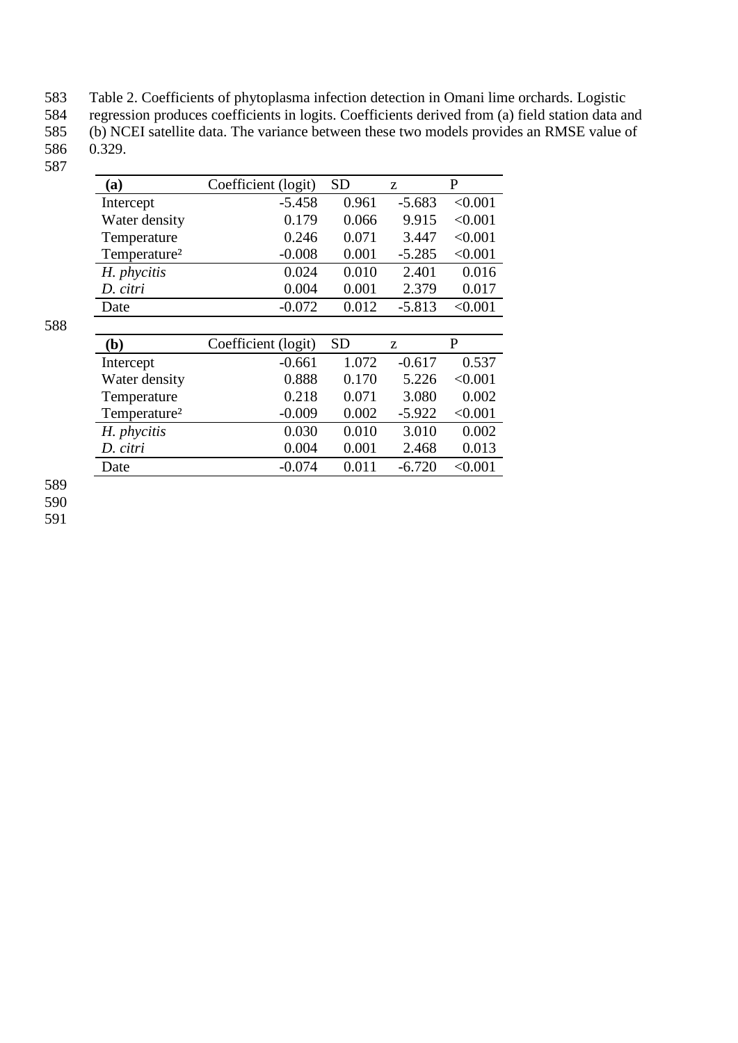Table 2. Coefficients of phytoplasma infection detection in Omani lime orchards. Logistic regression produces coefficients in logits. Coefficients derived from (a) field station data and (b) NCEI satellite data. The variance between these two models provides an RMSE value of 0.329.

| **(a)** | Coefficient (logit) | SD | z | P |
|---|---|---|---|---|
| Intercept | -5.458 | 0.961 | -5.683 | <0.001 |
| Water density | 0.179 | 0.066 | 9.915 | <0.001 |
| Temperature | 0.246 | 0.071 | 3.447 | <0.001 |
| Temperature² | -0.008 | 0.001 | -5.285 | <0.001 |
| *H. phycitis* | 0.024 | 0.010 | 2.401 | 0.016 |
| *D. citri* | 0.004 | 0.001 | 2.379 | 0.017 |
| Date | -0.072 | 0.012 | -5.813 | <0.001 |

| **(b)** | Coefficient (logit) | SD | z | P |
|---|---|---|---|---|
| Intercept | -0.661 | 1.072 | -0.617 | 0.537 |
| Water density | 0.888 | 0.170 | 5.226 | <0.001 |
| Temperature | 0.218 | 0.071 | 3.080 | 0.002 |
| Temperature² | -0.009 | 0.002 | -5.922 | <0.001 |
| *H. phycitis* | 0.030 | 0.010 | 3.010 | 0.002 |
| *D. citri* | 0.004 | 0.001 | 2.468 | 0.013 |
| Date | -0.074 | 0.011 | -6.720 | <0.001 |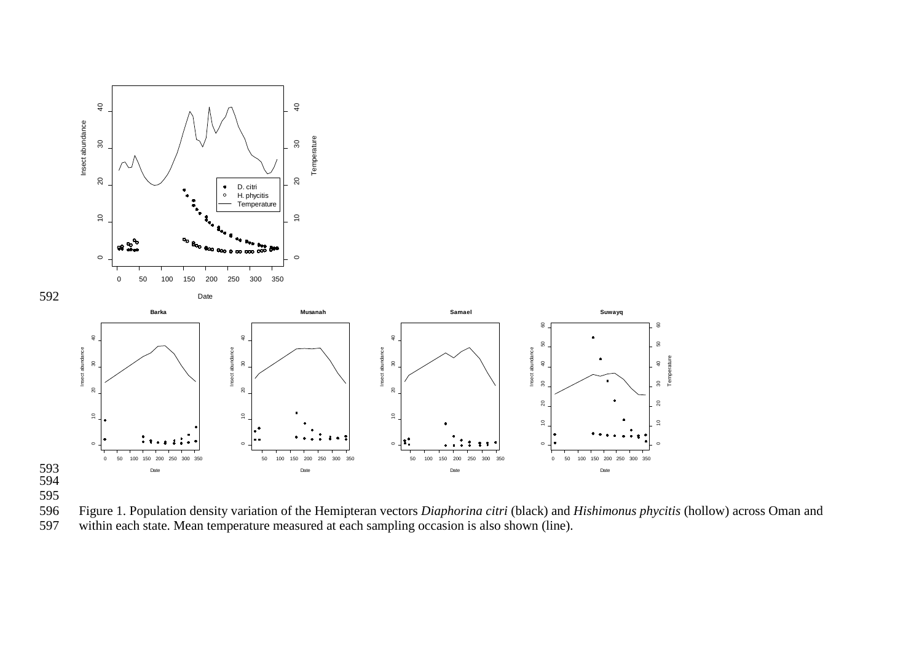Figure 1. Population density variation of the Hemipteran vectors *Diaphorina citri* (black) and *Hishimonus phycitis* (hollow) across Oman and within each state. Mean temperature measured at each sampling occasion is also shown (line).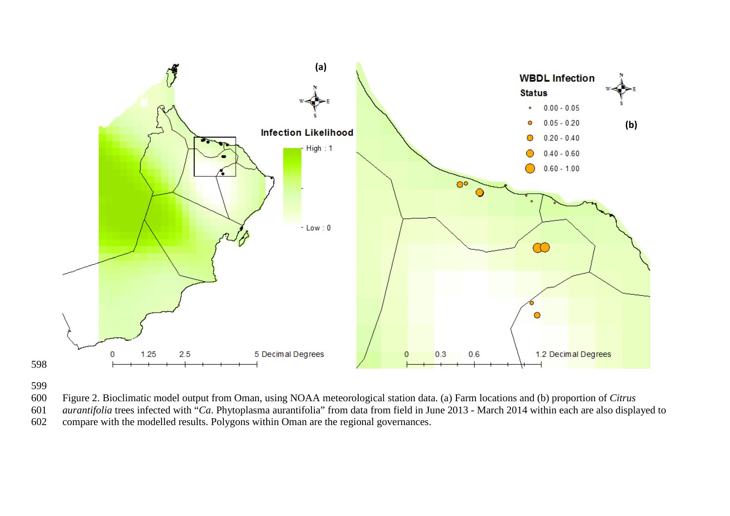Figure 2. Bioclimatic model output from Oman, using NOAA meteorological station data. (a) Farm locations and (b) proportion of *Citrus aurantifolia* trees infected with "*Ca*. Phytoplasma aurantifolia" from data from field in June 2013 - March 2014 within each are also displayed to compare with the modelled results. Polygons within Oman are the regional governances.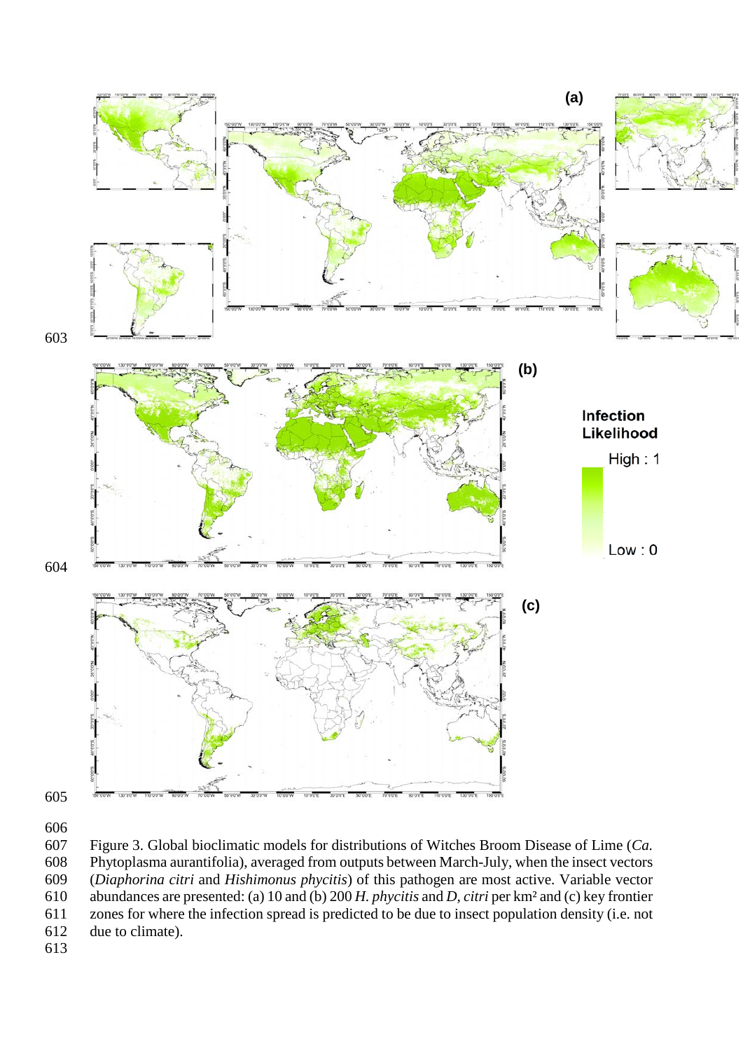(a)

(b)

Infection Likelihood

High : 1

Low : 0

(c)

Figure 3. Global bioclimatic models for distributions of Witches Broom Disease of Lime (*Ca.* Phytoplasma aurantifolia), averaged from outputs between March-July, when the insect vectors (*Diaphorina citri* and *Hishimonus phycitis*) of this pathogen are most active. Variable vector abundances are presented: (a) 10 and (b) 200 *H. phycitis* and *D, citri* per km² and (c) key frontier zones for where the infection spread is predicted to be due to insect population density (i.e. not due to climate).